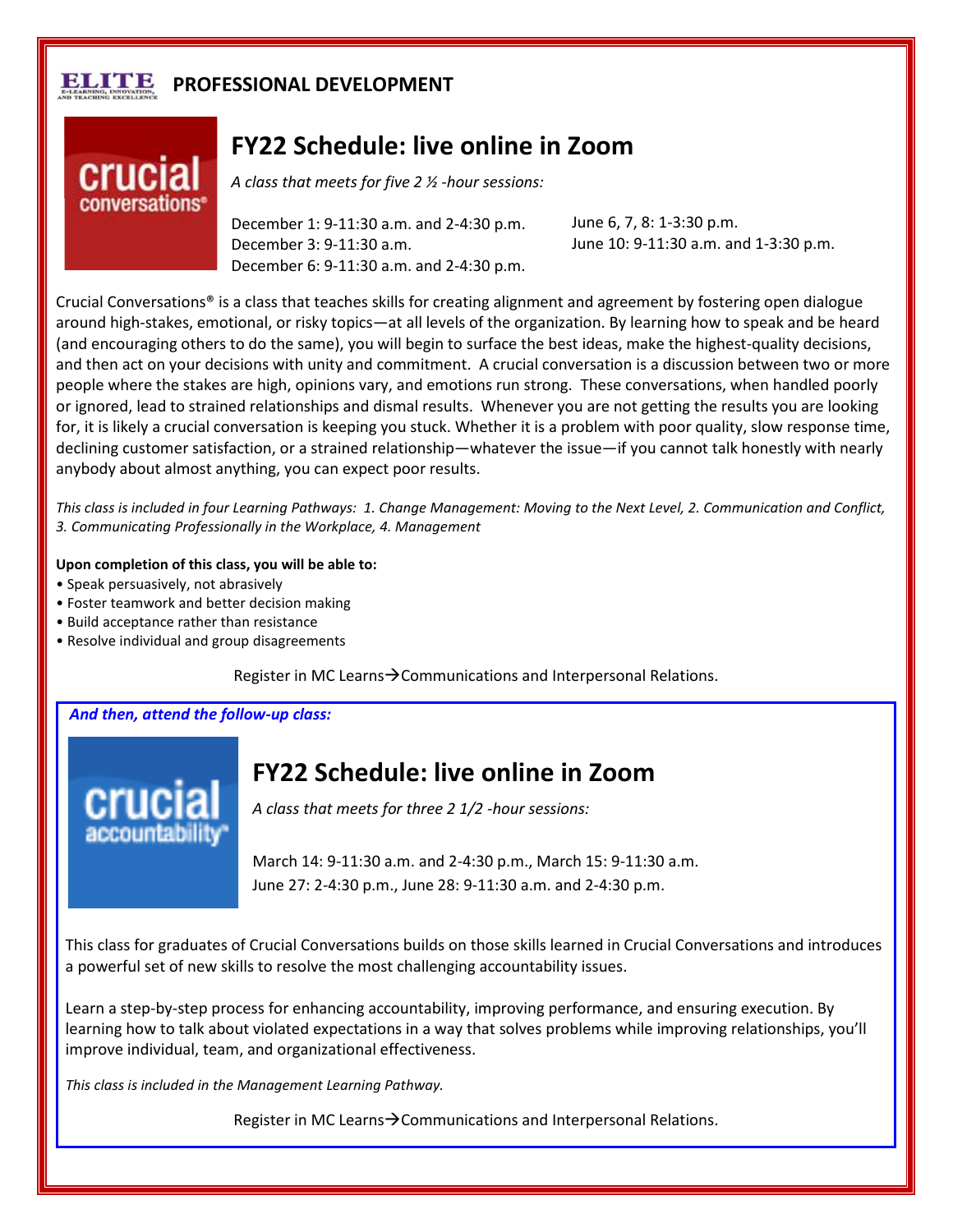**ELITE** E-LEARNING, INNOVATION, AND TEACHING EXCELLENCE

## PROFESSIONAL DEVELOPMENT

crucial conversations®

# FY22 Schedule: live online in Zoom

*A class that meets for five 2 ½ -hour sessions:*

December 1: 9-11:30 a.m. and 2-4:30 p.m.
December 3: 9-11:30 a.m.
December 6: 9-11:30 a.m. and 2-4:30 p.m.

June 6, 7, 8: 1-3:30 p.m.
June 10: 9-11:30 a.m. and 1-3:30 p.m.

Crucial Conversations® is a class that teaches skills for creating alignment and agreement by fostering open dialogue around high-stakes, emotional, or risky topics—at all levels of the organization. By learning how to speak and be heard (and encouraging others to do the same), you will begin to surface the best ideas, make the highest-quality decisions, and then act on your decisions with unity and commitment. A crucial conversation is a discussion between two or more people where the stakes are high, opinions vary, and emotions run strong. These conversations, when handled poorly or ignored, lead to strained relationships and dismal results. Whenever you are not getting the results you are looking for, it is likely a crucial conversation is keeping you stuck. Whether it is a problem with poor quality, slow response time, declining customer satisfaction, or a strained relationship—whatever the issue—if you cannot talk honestly with nearly anybody about almost anything, you can expect poor results.

*This class is included in four Learning Pathways: 1. Change Management: Moving to the Next Level, 2. Communication and Conflict, 3. Communicating Professionally in the Workplace, 4. Management*

**Upon completion of this class, you will be able to:**

- Speak persuasively, not abrasively
- Foster teamwork and better decision making
- Build acceptance rather than resistance
- Resolve individual and group disagreements

Register in MC Learns→Communications and Interpersonal Relations.

***And then, attend the follow-up class:***

crucial accountability®

# FY22 Schedule: live online in Zoom

*A class that meets for three 2 1/2 -hour sessions:*

March 14: 9-11:30 a.m. and 2-4:30 p.m., March 15: 9-11:30 a.m.
June 27: 2-4:30 p.m., June 28: 9-11:30 a.m. and 2-4:30 p.m.

This class for graduates of Crucial Conversations builds on those skills learned in Crucial Conversations and introduces a powerful set of new skills to resolve the most challenging accountability issues.

Learn a step-by-step process for enhancing accountability, improving performance, and ensuring execution. By learning how to talk about violated expectations in a way that solves problems while improving relationships, you'll improve individual, team, and organizational effectiveness.

*This class is included in the Management Learning Pathway.*

Register in MC Learns→Communications and Interpersonal Relations.